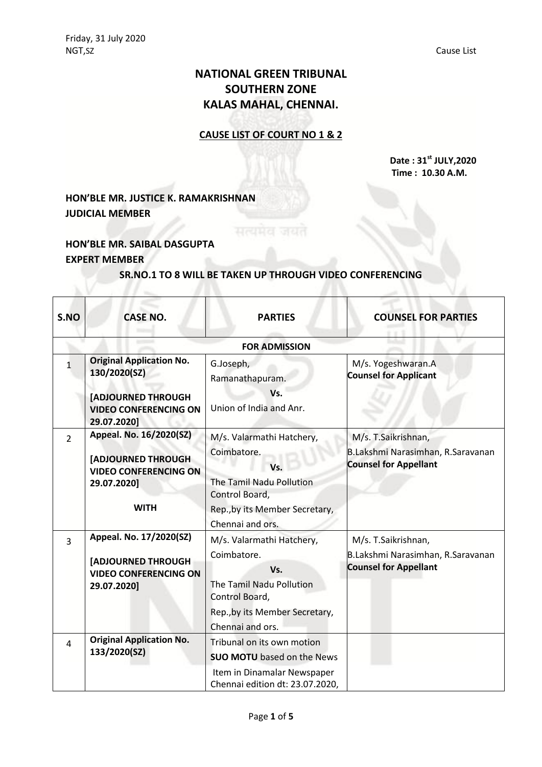Friday, 31 July 2020
NGT,SZ Cause List

# NATIONAL GREEN TRIBUNAL
# SOUTHERN ZONE
# KALAS MAHAL, CHENNAI.

## CAUSE LIST OF COURT NO 1 & 2

**Date : 31st JULY,2020**
**Time : 10.30 A.M.**

**HON'BLE MR. JUSTICE K. RAMAKRISHNAN**
**JUDICIAL MEMBER**

**HON'BLE MR. SAIBAL DASGUPTA**
**EXPERT MEMBER**

**SR.NO.1 TO 8 WILL BE TAKEN UP THROUGH VIDEO CONFERENCING**

| S.NO | CASE NO. | PARTIES | COUNSEL FOR PARTIES |
|---|---|---|---|
| | | **FOR ADMISSION** | |
| 1 | **Original Application No. 130/2020(SZ)** **[ADJOURNED THROUGH VIDEO CONFERENCING ON 29.07.2020]** | G.Joseph, Ramanathapuram. Vs. Union of India and Anr. | M/s. Yogeshwaran.A **Counsel for Applicant** |
| 2 | **Appeal. No. 16/2020(SZ)** **[ADJOURNED THROUGH VIDEO CONFERENCING ON 29.07.2020]** **WITH** | M/s. Valarmathi Hatchery, Coimbatore. Vs. The Tamil Nadu Pollution Control Board, Rep.,by its Member Secretary, Chennai and ors. | M/s. T.Saikrishnan, B.Lakshmi Narasimhan, R.Saravanan **Counsel for Appellant** |
| 3 | **Appeal. No. 17/2020(SZ)** **[ADJOURNED THROUGH VIDEO CONFERENCING ON 29.07.2020]** | M/s. Valarmathi Hatchery, Coimbatore. Vs. The Tamil Nadu Pollution Control Board, Rep.,by its Member Secretary, Chennai and ors. | M/s. T.Saikrishnan, B.Lakshmi Narasimhan, R.Saravanan **Counsel for Appellant** |
| 4 | **Original Application No. 133/2020(SZ)** | Tribunal on its own motion **SUO MOTU** based on the News Item in Dinamalar Newspaper Chennai edition dt: 23.07.2020, | |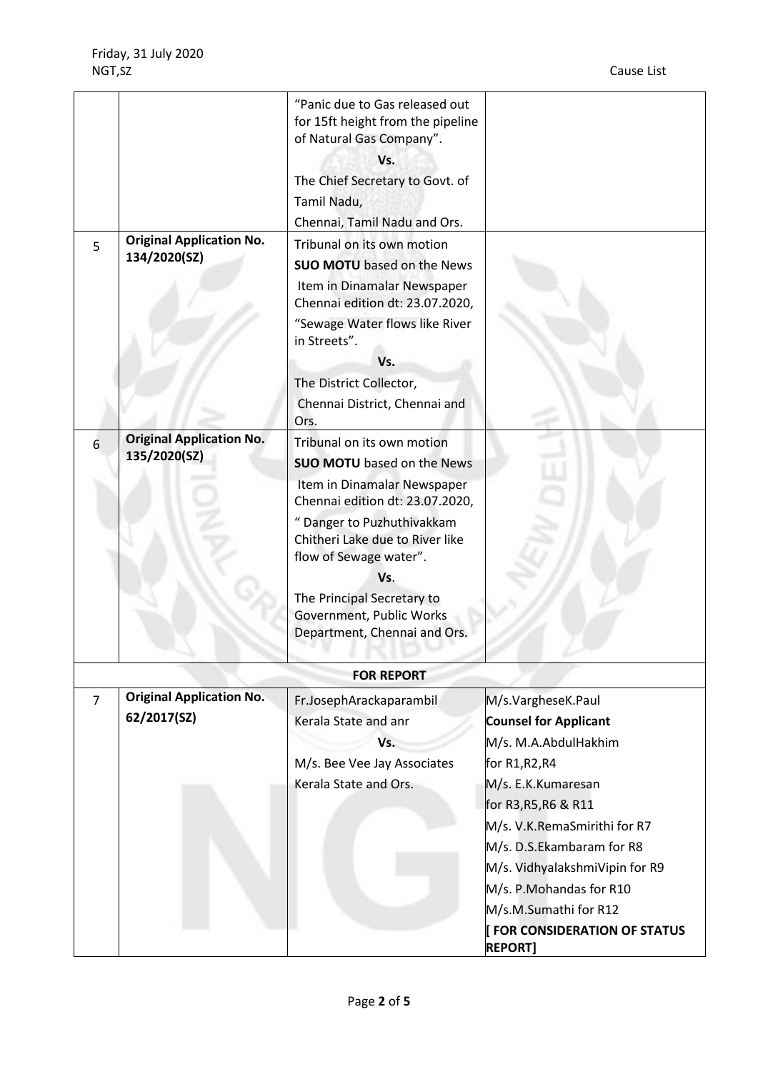| | | | |
|---|---|---|---|
| | | "Panic due to Gas released out for 15ft height from the pipeline of Natural Gas Company". Vs. The Chief Secretary to Govt. of Tamil Nadu, Chennai, Tamil Nadu and Ors. | |
| 5 | **Original Application No. 134/2020(SZ)** | Tribunal on its own motion **SUO MOTU** based on the News Item in Dinamalar Newspaper Chennai edition dt: 23.07.2020, "Sewage Water flows like River in Streets". Vs. The District Collector, Chennai District, Chennai and Ors. | |
| 6 | **Original Application No. 135/2020(SZ)** | Tribunal on its own motion **SUO MOTU** based on the News Item in Dinamalar Newspaper Chennai edition dt: 23.07.2020, " Danger to Puzhuthivakkam Chitheri Lake due to River like flow of Sewage water". Vs. The Principal Secretary to Government, Public Works Department, Chennai and Ors. | |
| | | **FOR REPORT** | |
| 7 | **Original Application No. 62/2017(SZ)** | Fr.JosephArackaparambil Kerala State and anr Vs. M/s. Bee Vee Jay Associates Kerala State and Ors. | M/s.VargheseK.Paul **Counsel for Applicant** M/s. M.A.AbdulHakhim for R1,R2,R4 M/s. E.K.Kumaresan for R3,R5,R6 & R11 M/s. V.K.RemaSmirithi for R7 M/s. D.S.Ekambaram for R8 M/s. VidhyalakshmiVipin for R9 M/s. P.Mohandas for R10 M/s.M.Sumathi for R12 **[ FOR CONSIDERATION OF STATUS REPORT]** |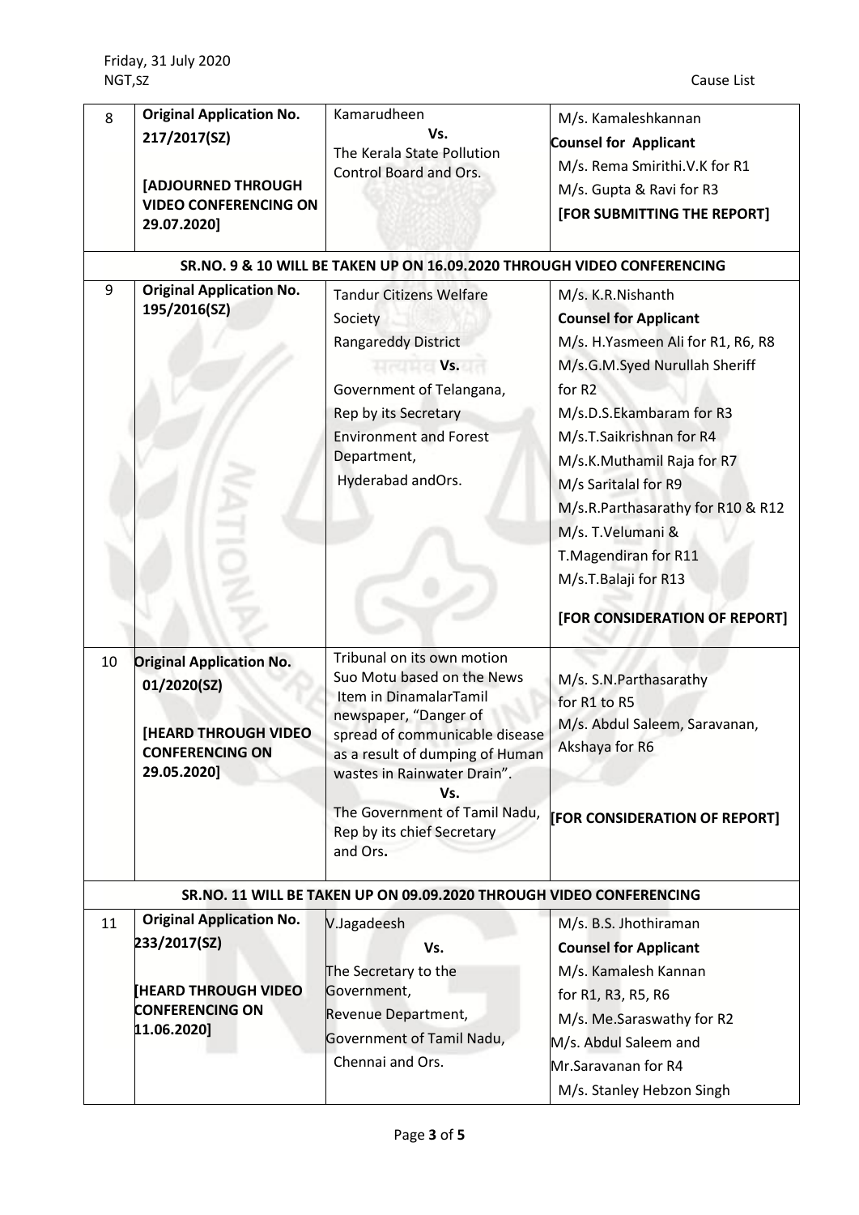| 8 | **Original Application No. 217/2017(SZ)**<br><br>**[ADJOURNED THROUGH VIDEO CONFERENCING ON 29.07.2020]** | Kamarudheen<br>**Vs.**<br>The Kerala State Pollution Control Board and Ors. | M/s. Kamaleshkannan<br>**Counsel for Applicant**<br>M/s. Rema Smirithi.V.K for R1<br>M/s. Gupta & Ravi for R3<br>**[FOR SUBMITTING THE REPORT]** |
|---|---|---|---|
| | **SR.NO. 9 & 10 WILL BE TAKEN UP ON 16.09.2020 THROUGH VIDEO CONFERENCING** | | |
| 9 | **Original Application No. 195/2016(SZ)** | Tandur Citizens Welfare Society<br>Rangareddy District<br>**Vs.**<br>Government of Telangana, Rep by its Secretary<br>Environment and Forest Department,<br>Hyderabad andOrs. | M/s. K.R.Nishanth<br>**Counsel for Applicant**<br>M/s. H.Yasmeen Ali for R1, R6, R8<br>M/s.G.M.Syed Nurullah Sheriff for R2<br>M/s.D.S.Ekambaram for R3<br>M/s.T.Saikrishnan for R4<br>M/s.K.Muthamil Raja for R7<br>M/s Saritalal for R9<br>M/s.R.Parthasarathy for R10 & R12<br>M/s. T.Velumani & T.Magendiran for R11<br>M/s.T.Balaji for R13<br><br>**[FOR CONSIDERATION OF REPORT]** |
| 10 | **Original Application No. 01/2020(SZ)**<br><br>**[HEARD THROUGH VIDEO CONFERENCING ON 29.05.2020]** | Tribunal on its own motion Suo Motu based on the News Item in DinamalarTamil newspaper, "Danger of spread of communicable disease as a result of dumping of Human wastes in Rainwater Drain".<br>**Vs.**<br>The Government of Tamil Nadu, Rep by its chief Secretary and Ors. | M/s. S.N.Parthasarathy for R1 to R5<br>M/s. Abdul Saleem, Saravanan, Akshaya for R6<br><br>**[FOR CONSIDERATION OF REPORT]** |
| | **SR.NO. 11 WILL BE TAKEN UP ON 09.09.2020 THROUGH VIDEO CONFERENCING** | | |
| 11 | **Original Application No. 233/2017(SZ)**<br><br>**[HEARD THROUGH VIDEO CONFERENCING ON 11.06.2020]** | V.Jagadeesh<br>**Vs.**<br>The Secretary to the Government,<br>Revenue Department,<br>Government of Tamil Nadu,<br>Chennai and Ors. | M/s. B.S. Jhothiraman<br>**Counsel for Applicant**<br>M/s. Kamalesh Kannan for R1, R3, R5, R6<br>M/s. Me.Saraswathy for R2<br>M/s. Abdul Saleem and Mr.Saravanan for R4<br>M/s. Stanley Hebzon Singh |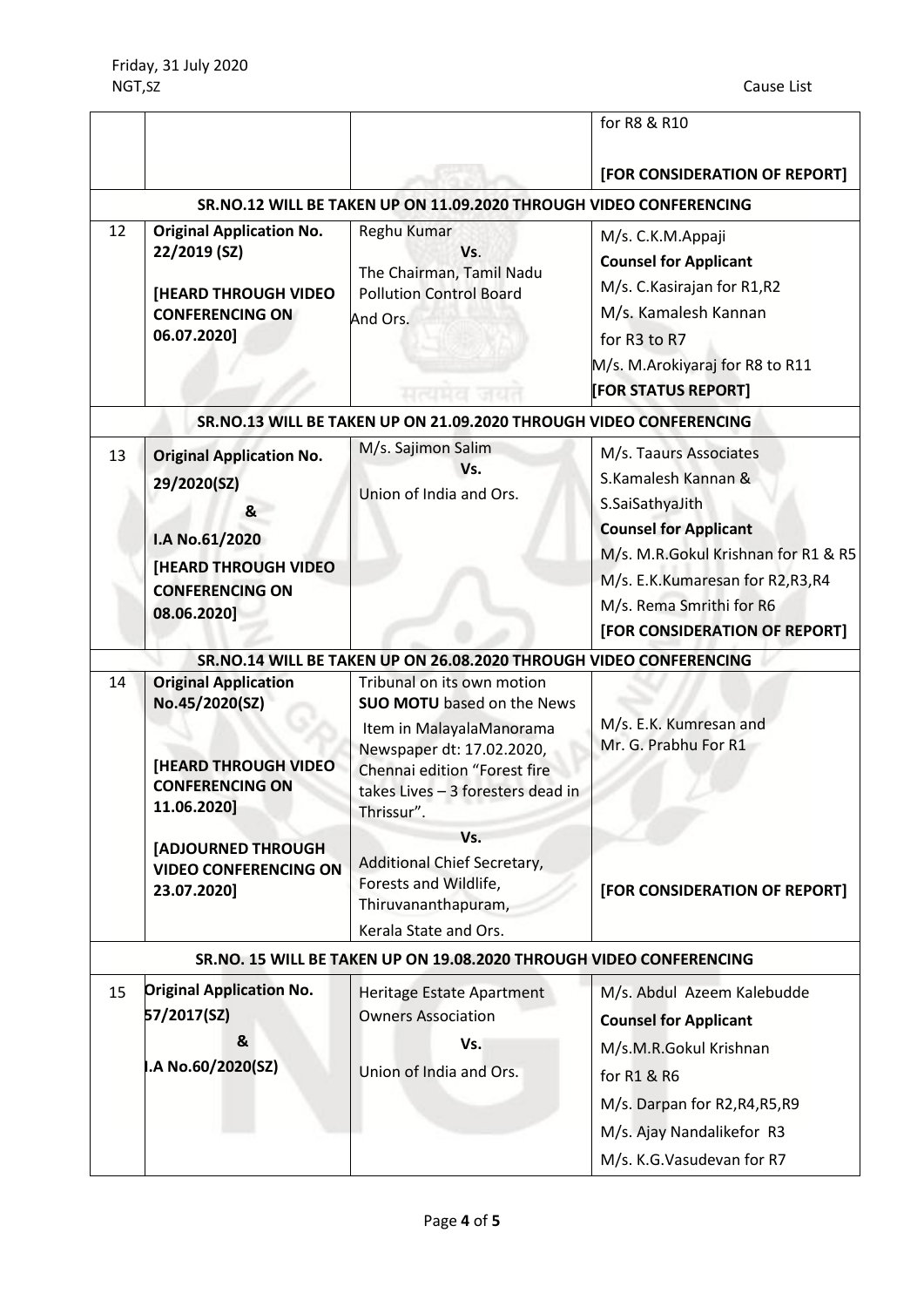Friday, 31 July 2020
NGT,SZ

Cause List

| | | | |
|---|---|---|---|
| | | | for R8 & R10<br><br>**[FOR CONSIDERATION OF REPORT]** |
| **SR.NO.12 WILL BE TAKEN UP ON 11.09.2020 THROUGH VIDEO CONFERENCING** | | | |
| 12 | **Original Application No. 22/2019 (SZ)**<br><br>**[HEARD THROUGH VIDEO CONFERENCING ON 06.07.2020]** | Reghu Kumar<br>**Vs**.<br>The Chairman, Tamil Nadu Pollution Control Board<br>And Ors. | M/s. C.K.M.Appaji<br>**Counsel for Applicant**<br>M/s. C.Kasirajan for R1,R2<br>M/s. Kamalesh Kannan for R3 to R7<br>M/s. M.Arokiyaraj for R8 to R11<br>**[FOR STATUS REPORT]** |
| **SR.NO.13 WILL BE TAKEN UP ON 21.09.2020 THROUGH VIDEO CONFERENCING** | | | |
| 13 | **Original Application No. 29/2020(SZ)**<br>**&**<br>**I.A No.61/2020**<br>**[HEARD THROUGH VIDEO CONFERENCING ON 08.06.2020]** | M/s. Sajimon Salim<br>**Vs.**<br>Union of India and Ors. | M/s. Taaurs Associates<br>S.Kamalesh Kannan &<br>S.SaiSathyaJith<br>**Counsel for Applicant**<br>M/s. M.R.Gokul Krishnan for R1 & R5<br>M/s. E.K.Kumaresan for R2,R3,R4<br>M/s. Rema Smrithi for R6<br>**[FOR CONSIDERATION OF REPORT]** |
| **SR.NO.14 WILL BE TAKEN UP ON 26.08.2020 THROUGH VIDEO CONFERENCING** | | | |
| 14 | **Original Application No.45/2020(SZ)**<br><br>**[HEARD THROUGH VIDEO CONFERENCING ON 11.06.2020]**<br><br>**[ADJOURNED THROUGH VIDEO CONFERENCING ON 23.07.2020]** | Tribunal on its own motion<br>**SUO MOTU** based on the News Item in MalayalaManorama Newspaper dt: 17.02.2020, Chennai edition "Forest fire takes Lives – 3 foresters dead in Thrissur".<br>**Vs.**<br>Additional Chief Secretary, Forests and Wildlife, Thiruvananthapuram,<br>Kerala State and Ors. | M/s. E.K. Kumresan and Mr. G. Prabhu For R1<br><br>**[FOR CONSIDERATION OF REPORT]** |
| **SR.NO. 15 WILL BE TAKEN UP ON 19.08.2020 THROUGH VIDEO CONFERENCING** | | | |
| 15 | **Original Application No. 57/2017(SZ)**<br>**&**<br>**I.A No.60/2020(SZ)** | Heritage Estate Apartment Owners Association<br>**Vs.**<br>Union of India and Ors. | M/s. Abdul Azeem Kalebudde<br>**Counsel for Applicant**<br>M/s.M.R.Gokul Krishnan for R1 & R6<br>M/s. Darpan for R2,R4,R5,R9<br>M/s. Ajay Nandalikefor R3<br>M/s. K.G.Vasudevan for R7 |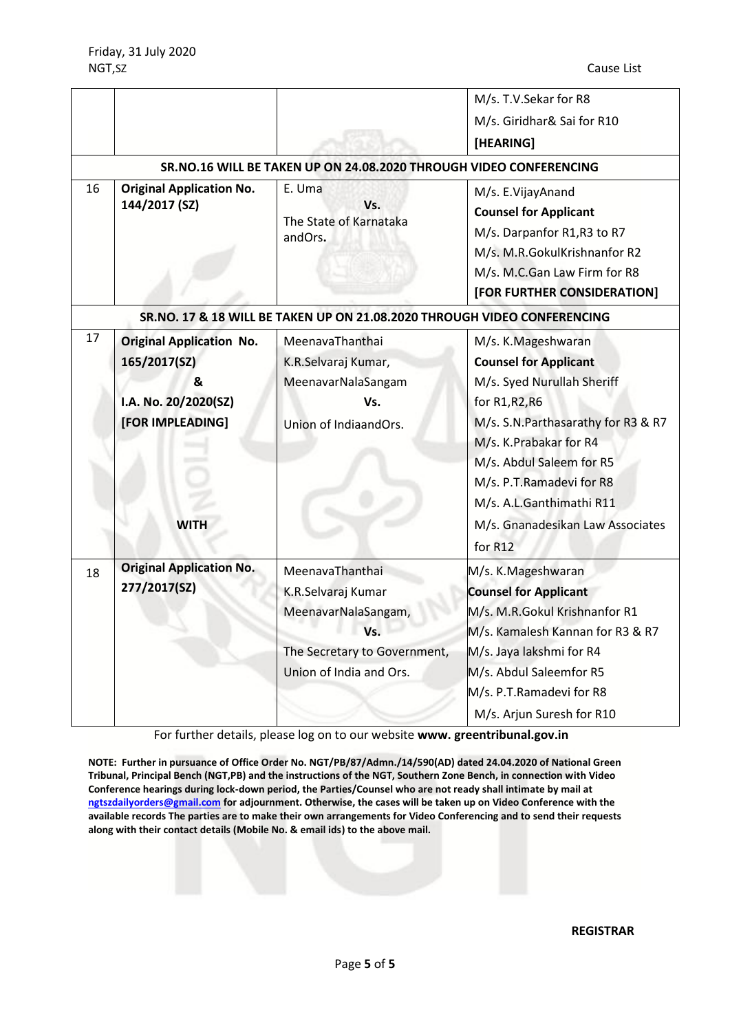| | | | |
|---|---|---|---|
| | | | M/s. T.V.Sekar for R8<br>M/s. Giridhar& Sai for R10<br>**[HEARING]** |
| **SR.NO.16 WILL BE TAKEN UP ON 24.08.2020 THROUGH VIDEO CONFERENCING** | | | |
| 16 | **Original Application No. 144/2017 (SZ)** | E. Uma<br>**Vs.**<br>The State of Karnataka andOrs**.** | M/s. E.VijayAnand<br>**Counsel for Applicant**<br>M/s. Darpanfor R1,R3 to R7<br>M/s. M.R.GokulKrishnanfor R2<br>M/s. M.C.Gan Law Firm for R8<br>**[FOR FURTHER CONSIDERATION]** |
| **SR.NO. 17 & 18 WILL BE TAKEN UP ON 21.08.2020 THROUGH VIDEO CONFERENCING** | | | |
| 17 | **Original Application No. 165/2017(SZ)**<br>**&**<br>**I.A. No. 20/2020(SZ)**<br>**[FOR IMPLEADING]**<br><br>**WITH** | MeenavaThanthai<br>K.R.Selvaraj Kumar,<br>MeenavarNalaSangam<br>**Vs.**<br>Union of IndiaandOrs. | M/s. K.Mageshwaran<br>**Counsel for Applicant**<br>M/s. Syed Nurullah Sheriff for R1,R2,R6<br>M/s. S.N.Parthasarathy for R3 & R7<br>M/s. K.Prabakar for R4<br>M/s. Abdul Saleem for R5<br>M/s. P.T.Ramadevi for R8<br>M/s. A.L.Ganthimathi R11<br>M/s. Gnanadesikan Law Associates for R12 |
| 18 | **Original Application No. 277/2017(SZ)** | MeenavaThanthai<br>K.R.Selvaraj Kumar<br>MeenavarNalaSangam,<br>**Vs.**<br>The Secretary to Government, Union of India and Ors. | M/s. K.Mageshwaran<br>**Counsel for Applicant**<br>M/s. M.R.Gokul Krishnanfor R1<br>M/s. Kamalesh Kannan for R3 & R7<br>M/s. Jaya lakshmi for R4<br>M/s. Abdul Saleemfor R5<br>M/s. P.T.Ramadevi for R8<br>M/s. Arjun Suresh for R10 |

For further details, please log on to our website **www. greentribunal.gov.in**

**NOTE: Further in pursuance of Office Order No. NGT/PB/87/Admn./14/590(AD) dated 24.04.2020 of National Green Tribunal, Principal Bench (NGT,PB) and the instructions of the NGT, Southern Zone Bench, in connection with Video Conference hearings during lock-down period, the Parties/Counsel who are not ready shall intimate by mail at ngtszdailyorders@gmail.com for adjournment. Otherwise, the cases will be taken up on Video Conference with the available records The parties are to make their own arrangements for Video Conferencing and to send their requests along with their contact details (Mobile No. & email ids) to the above mail.**

**REGISTRAR**